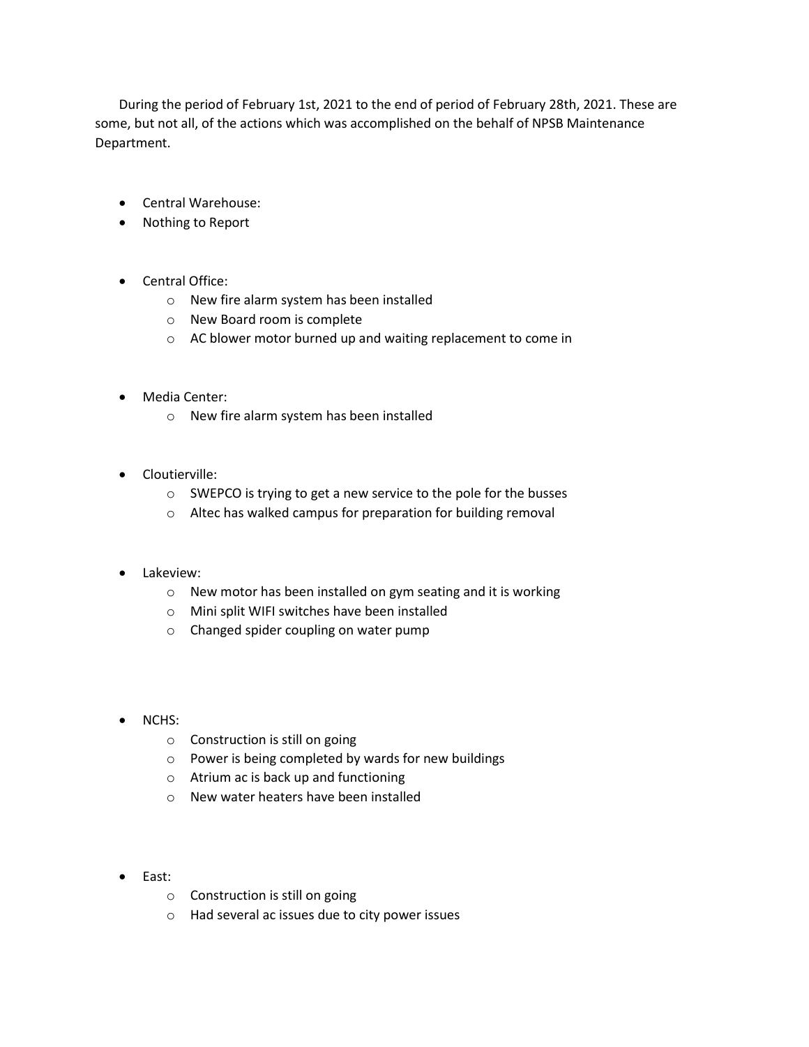During the period of February 1st, 2021 to the end of period of February 28th, 2021. These are some, but not all, of the actions which was accomplished on the behalf of NPSB Maintenance Department.

- Central Warehouse:
- Nothing to Report

- Central Office:
  - New fire alarm system has been installed
  - New Board room is complete
  - AC blower motor burned up and waiting replacement to come in

- Media Center:
  - New fire alarm system has been installed

- Cloutierville:
  - SWEPCO is trying to get a new service to the pole for the busses
  - Altec has walked campus for preparation for building removal

- Lakeview:
  - New motor has been installed on gym seating and it is working
  - Mini split WIFI switches have been installed
  - Changed spider coupling on water pump

- NCHS:
  - Construction is still on going
  - Power is being completed by wards for new buildings
  - Atrium ac is back up and functioning
  - New water heaters have been installed

- East:
  - Construction is still on going
  - Had several ac issues due to city power issues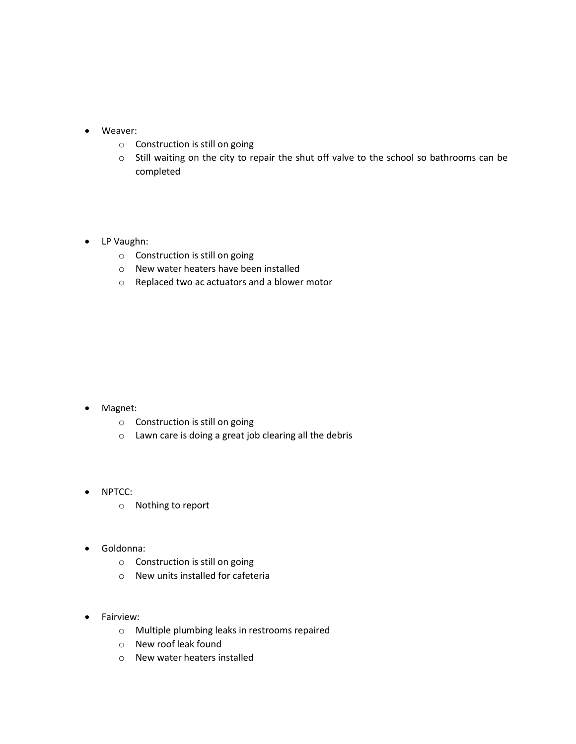- Weaver:
    - Construction is still on going
    - Still waiting on the city to repair the shut off valve to the school so bathrooms can be completed

- LP Vaughn:
    - Construction is still on going
    - New water heaters have been installed
    - Replaced two ac actuators and a blower motor

- Magnet:
    - Construction is still on going
    - Lawn care is doing a great job clearing all the debris

- NPTCC:
    - Nothing to report

- Goldonna:
    - Construction is still on going
    - New units installed for cafeteria

- Fairview:
    - Multiple plumbing leaks in restrooms repaired
    - New roof leak found
    - New water heaters installed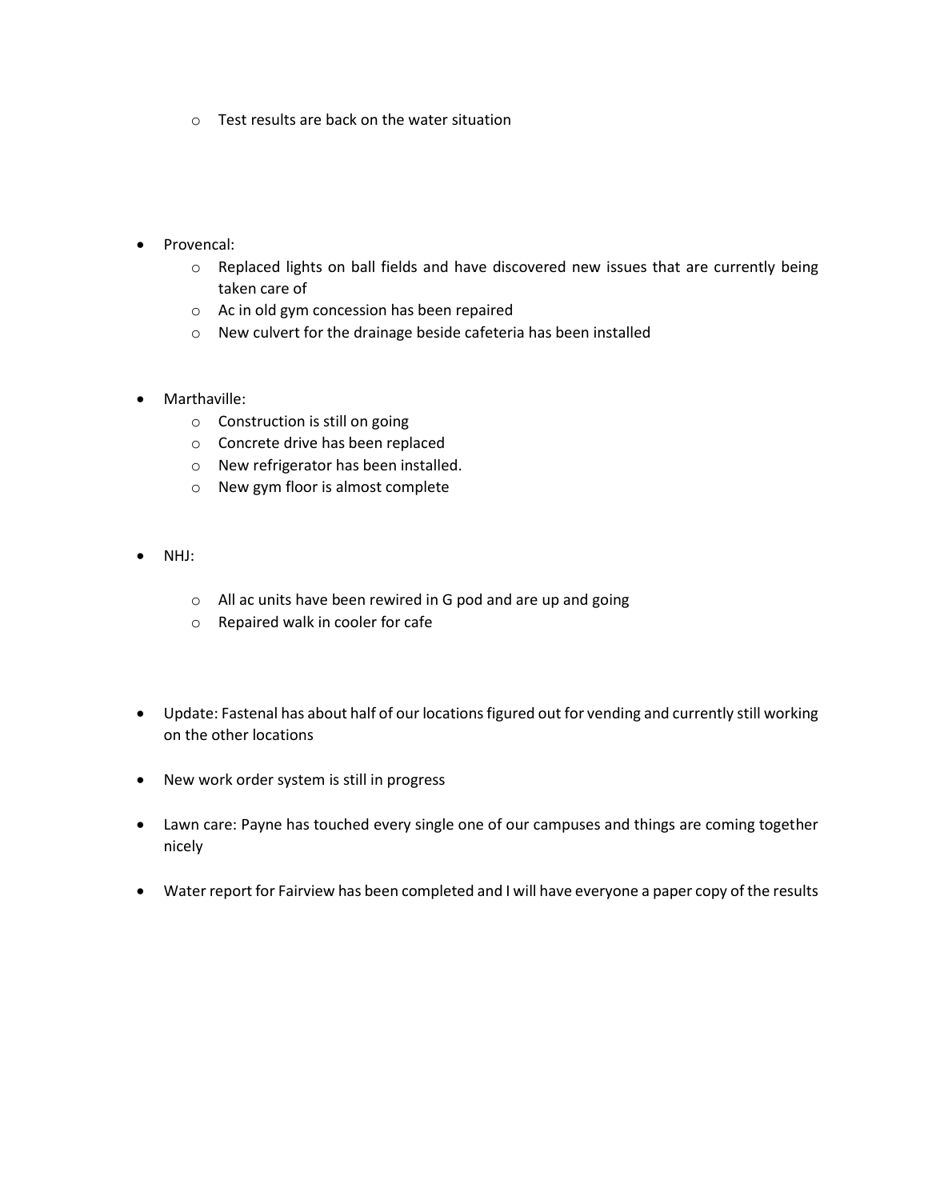- Test results are back on the water situation

- Provencal:
  - Replaced lights on ball fields and have discovered new issues that are currently being taken care of
  - Ac in old gym concession has been repaired
  - New culvert for the drainage beside cafeteria has been installed

- Marthaville:
  - Construction is still on going
  - Concrete drive has been replaced
  - New refrigerator has been installed.
  - New gym floor is almost complete

- NHJ:
  - All ac units have been rewired in G pod and are up and going
  - Repaired walk in cooler for cafe

- Update: Fastenal has about half of our locations figured out for vending and currently still working on the other locations

- New work order system is still in progress

- Lawn care: Payne has touched every single one of our campuses and things are coming together nicely

- Water report for Fairview has been completed and I will have everyone a paper copy of the results